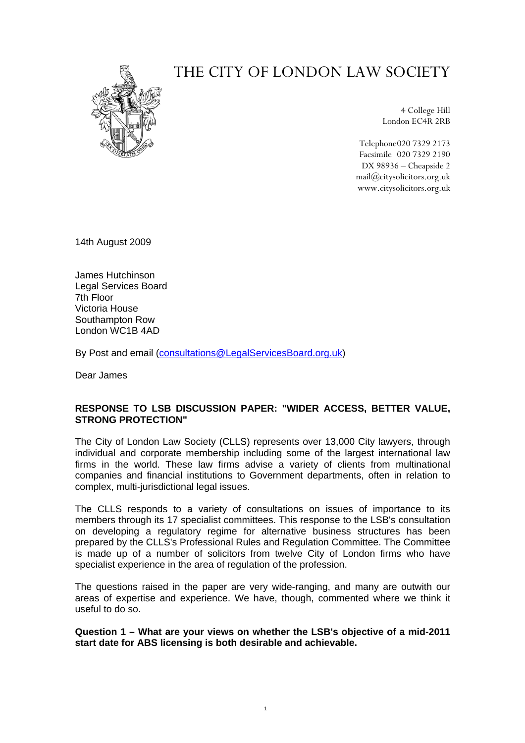# THE CITY OF LONDON LAW SOCIETY

4 College Hill
London EC4R 2RB

Telephone 020 7329 2173
Facsimile 020 7329 2190
DX 98936 – Cheapside 2
mail@citysolicitors.org.uk
www.citysolicitors.org.uk

14th August 2009

James Hutchinson
Legal Services Board
7th Floor
Victoria House
Southampton Row
London WC1B 4AD

By Post and email (consultations@LegalServicesBoard.org.uk)

Dear James

**RESPONSE TO LSB DISCUSSION PAPER: "WIDER ACCESS, BETTER VALUE, STRONG PROTECTION"**

The City of London Law Society (CLLS) represents over 13,000 City lawyers, through individual and corporate membership including some of the largest international law firms in the world. These law firms advise a variety of clients from multinational companies and financial institutions to Government departments, often in relation to complex, multi-jurisdictional legal issues.

The CLLS responds to a variety of consultations on issues of importance to its members through its 17 specialist committees. This response to the LSB's consultation on developing a regulatory regime for alternative business structures has been prepared by the CLLS's Professional Rules and Regulation Committee. The Committee is made up of a number of solicitors from twelve City of London firms who have specialist experience in the area of regulation of the profession.

The questions raised in the paper are very wide-ranging, and many are outwith our areas of expertise and experience. We have, though, commented where we think it useful to do so.

**Question 1 – What are your views on whether the LSB's objective of a mid-2011 start date for ABS licensing is both desirable and achievable.**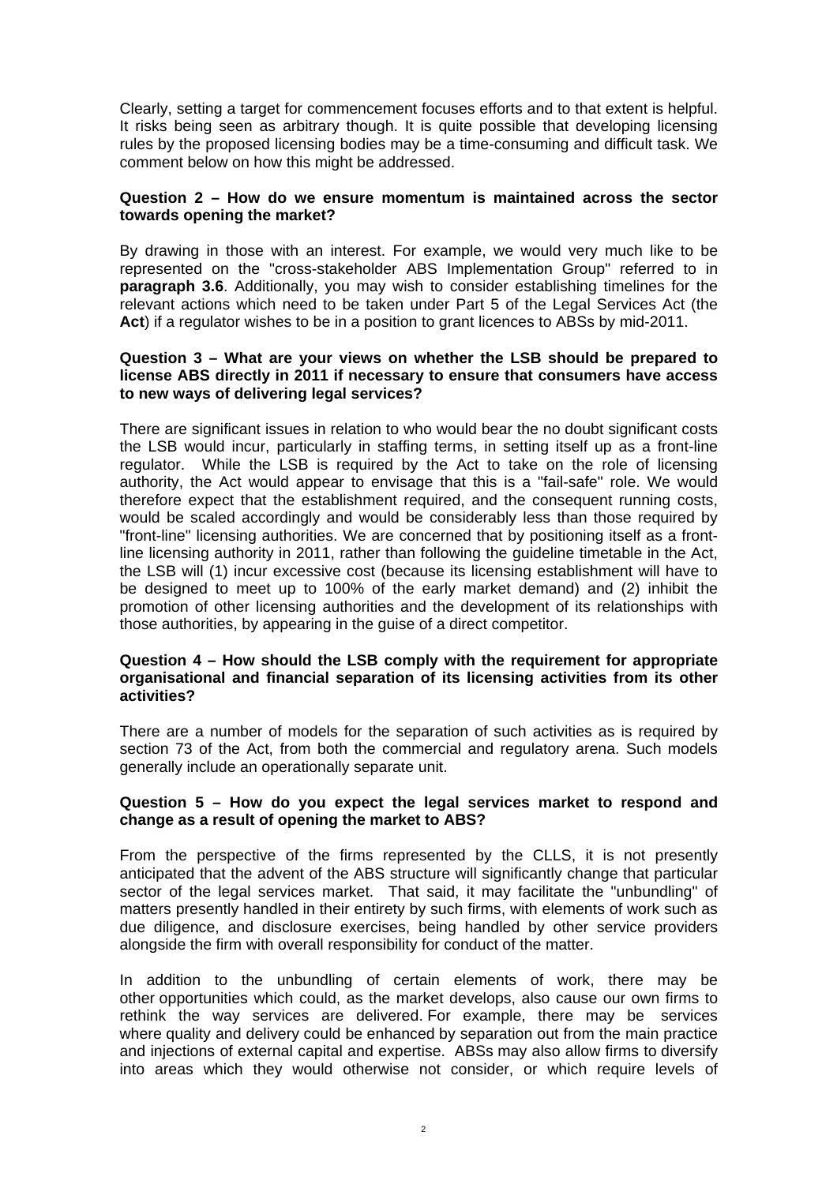Clearly, setting a target for commencement focuses efforts and to that extent is helpful. It risks being seen as arbitrary though. It is quite possible that developing licensing rules by the proposed licensing bodies may be a time-consuming and difficult task. We comment below on how this might be addressed.

**Question 2 – How do we ensure momentum is maintained across the sector towards opening the market?**

By drawing in those with an interest. For example, we would very much like to be represented on the "cross-stakeholder ABS Implementation Group" referred to in **paragraph 3.6**. Additionally, you may wish to consider establishing timelines for the relevant actions which need to be taken under Part 5 of the Legal Services Act (the **Act**) if a regulator wishes to be in a position to grant licences to ABSs by mid-2011.

**Question 3 – What are your views on whether the LSB should be prepared to license ABS directly in 2011 if necessary to ensure that consumers have access to new ways of delivering legal services?**

There are significant issues in relation to who would bear the no doubt significant costs the LSB would incur, particularly in staffing terms, in setting itself up as a front-line regulator. While the LSB is required by the Act to take on the role of licensing authority, the Act would appear to envisage that this is a "fail-safe" role. We would therefore expect that the establishment required, and the consequent running costs, would be scaled accordingly and would be considerably less than those required by "front-line" licensing authorities. We are concerned that by positioning itself as a front-line licensing authority in 2011, rather than following the guideline timetable in the Act, the LSB will (1) incur excessive cost (because its licensing establishment will have to be designed to meet up to 100% of the early market demand) and (2) inhibit the promotion of other licensing authorities and the development of its relationships with those authorities, by appearing in the guise of a direct competitor.

**Question 4 – How should the LSB comply with the requirement for appropriate organisational and financial separation of its licensing activities from its other activities?**

There are a number of models for the separation of such activities as is required by section 73 of the Act, from both the commercial and regulatory arena. Such models generally include an operationally separate unit.

**Question 5 – How do you expect the legal services market to respond and change as a result of opening the market to ABS?**

From the perspective of the firms represented by the CLLS, it is not presently anticipated that the advent of the ABS structure will significantly change that particular sector of the legal services market. That said, it may facilitate the "unbundling" of matters presently handled in their entirety by such firms, with elements of work such as due diligence, and disclosure exercises, being handled by other service providers alongside the firm with overall responsibility for conduct of the matter.

In addition to the unbundling of certain elements of work, there may be other opportunities which could, as the market develops, also cause our own firms to rethink the way services are delivered. For example, there may be services where quality and delivery could be enhanced by separation out from the main practice and injections of external capital and expertise. ABSs may also allow firms to diversify into areas which they would otherwise not consider, or which require levels of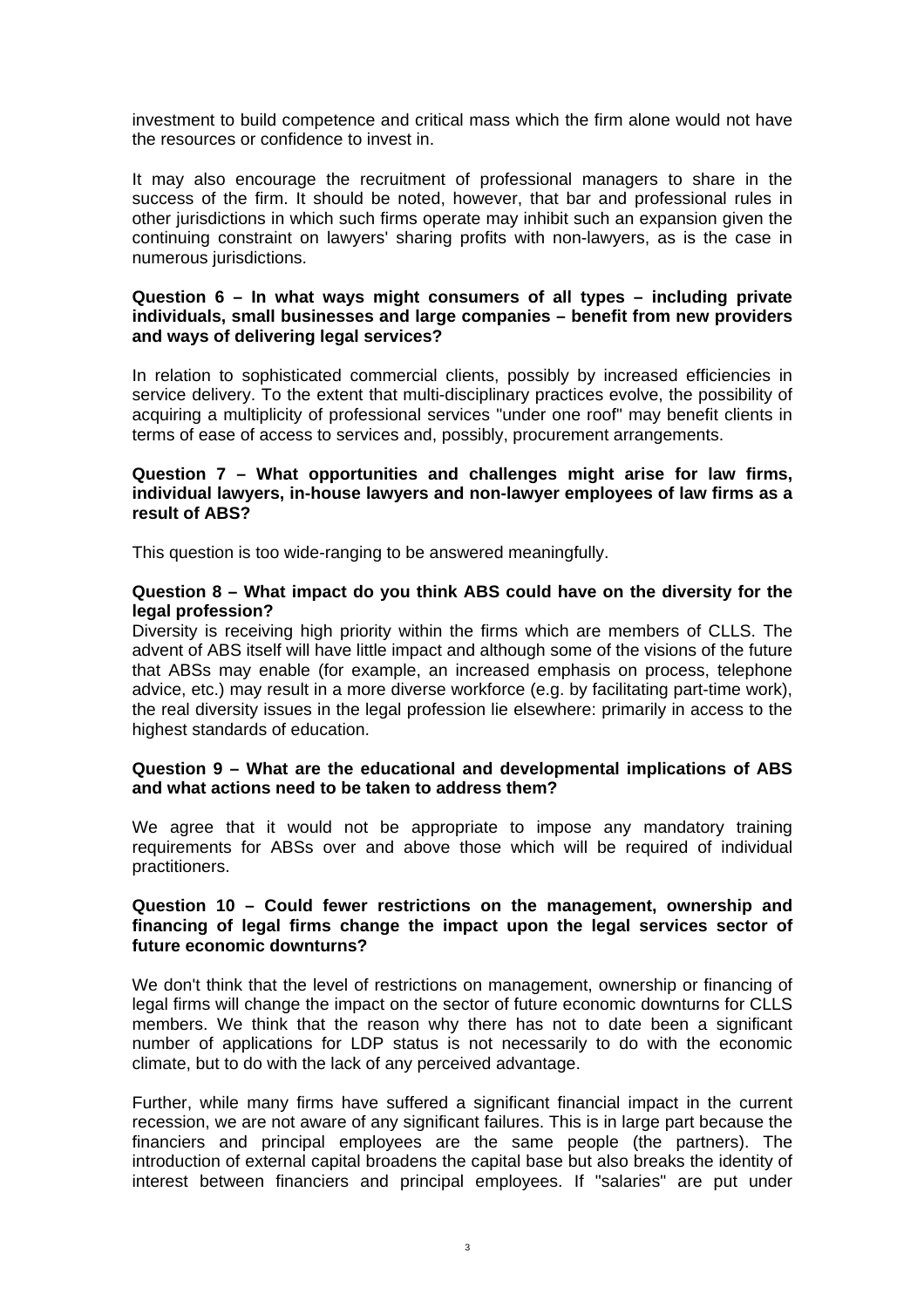investment to build competence and critical mass which the firm alone would not have the resources or confidence to invest in.

It may also encourage the recruitment of professional managers to share in the success of the firm. It should be noted, however, that bar and professional rules in other jurisdictions in which such firms operate may inhibit such an expansion given the continuing constraint on lawyers' sharing profits with non-lawyers, as is the case in numerous jurisdictions.

**Question 6 – In what ways might consumers of all types – including private individuals, small businesses and large companies – benefit from new providers and ways of delivering legal services?**

In relation to sophisticated commercial clients, possibly by increased efficiencies in service delivery. To the extent that multi-disciplinary practices evolve, the possibility of acquiring a multiplicity of professional services "under one roof" may benefit clients in terms of ease of access to services and, possibly, procurement arrangements.

**Question 7 – What opportunities and challenges might arise for law firms, individual lawyers, in-house lawyers and non-lawyer employees of law firms as a result of ABS?**

This question is too wide-ranging to be answered meaningfully.

**Question 8 – What impact do you think ABS could have on the diversity for the legal profession?**

Diversity is receiving high priority within the firms which are members of CLLS. The advent of ABS itself will have little impact and although some of the visions of the future that ABSs may enable (for example, an increased emphasis on process, telephone advice, etc.) may result in a more diverse workforce (e.g. by facilitating part-time work), the real diversity issues in the legal profession lie elsewhere: primarily in access to the highest standards of education.

**Question 9 – What are the educational and developmental implications of ABS and what actions need to be taken to address them?**

We agree that it would not be appropriate to impose any mandatory training requirements for ABSs over and above those which will be required of individual practitioners.

**Question 10 – Could fewer restrictions on the management, ownership and financing of legal firms change the impact upon the legal services sector of future economic downturns?**

We don't think that the level of restrictions on management, ownership or financing of legal firms will change the impact on the sector of future economic downturns for CLLS members. We think that the reason why there has not to date been a significant number of applications for LDP status is not necessarily to do with the economic climate, but to do with the lack of any perceived advantage.

Further, while many firms have suffered a significant financial impact in the current recession, we are not aware of any significant failures. This is in large part because the financiers and principal employees are the same people (the partners). The introduction of external capital broadens the capital base but also breaks the identity of interest between financiers and principal employees. If "salaries" are put under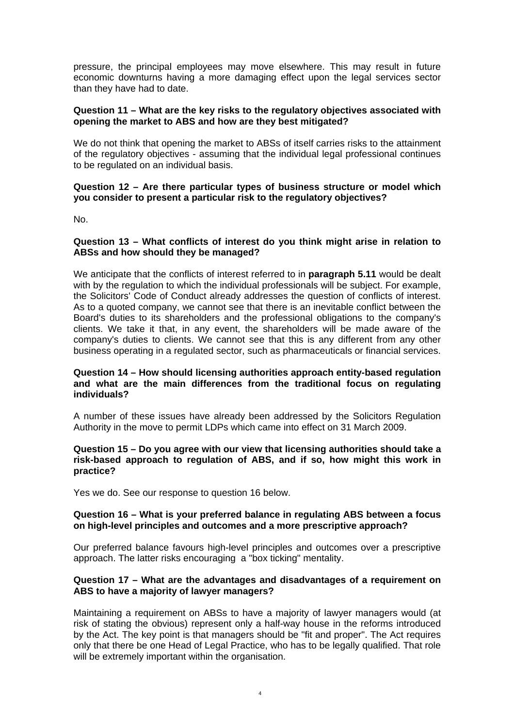pressure, the principal employees may move elsewhere. This may result in future economic downturns having a more damaging effect upon the legal services sector than they have had to date.

**Question 11 – What are the key risks to the regulatory objectives associated with opening the market to ABS and how are they best mitigated?**

We do not think that opening the market to ABSs of itself carries risks to the attainment of the regulatory objectives - assuming that the individual legal professional continues to be regulated on an individual basis.

**Question 12 – Are there particular types of business structure or model which you consider to present a particular risk to the regulatory objectives?**

No.

**Question 13 – What conflicts of interest do you think might arise in relation to ABSs and how should they be managed?**

We anticipate that the conflicts of interest referred to in **paragraph 5.11** would be dealt with by the regulation to which the individual professionals will be subject. For example, the Solicitors' Code of Conduct already addresses the question of conflicts of interest. As to a quoted company, we cannot see that there is an inevitable conflict between the Board's duties to its shareholders and the professional obligations to the company's clients. We take it that, in any event, the shareholders will be made aware of the company's duties to clients. We cannot see that this is any different from any other business operating in a regulated sector, such as pharmaceuticals or financial services.

**Question 14 – How should licensing authorities approach entity-based regulation and what are the main differences from the traditional focus on regulating individuals?**

A number of these issues have already been addressed by the Solicitors Regulation Authority in the move to permit LDPs which came into effect on 31 March 2009.

**Question 15 – Do you agree with our view that licensing authorities should take a risk-based approach to regulation of ABS, and if so, how might this work in practice?**

Yes we do. See our response to question 16 below.

**Question 16 – What is your preferred balance in regulating ABS between a focus on high-level principles and outcomes and a more prescriptive approach?**

Our preferred balance favours high-level principles and outcomes over a prescriptive approach. The latter risks encouraging a "box ticking" mentality.

**Question 17 – What are the advantages and disadvantages of a requirement on ABS to have a majority of lawyer managers?**

Maintaining a requirement on ABSs to have a majority of lawyer managers would (at risk of stating the obvious) represent only a half-way house in the reforms introduced by the Act. The key point is that managers should be "fit and proper". The Act requires only that there be one Head of Legal Practice, who has to be legally qualified. That role will be extremely important within the organisation.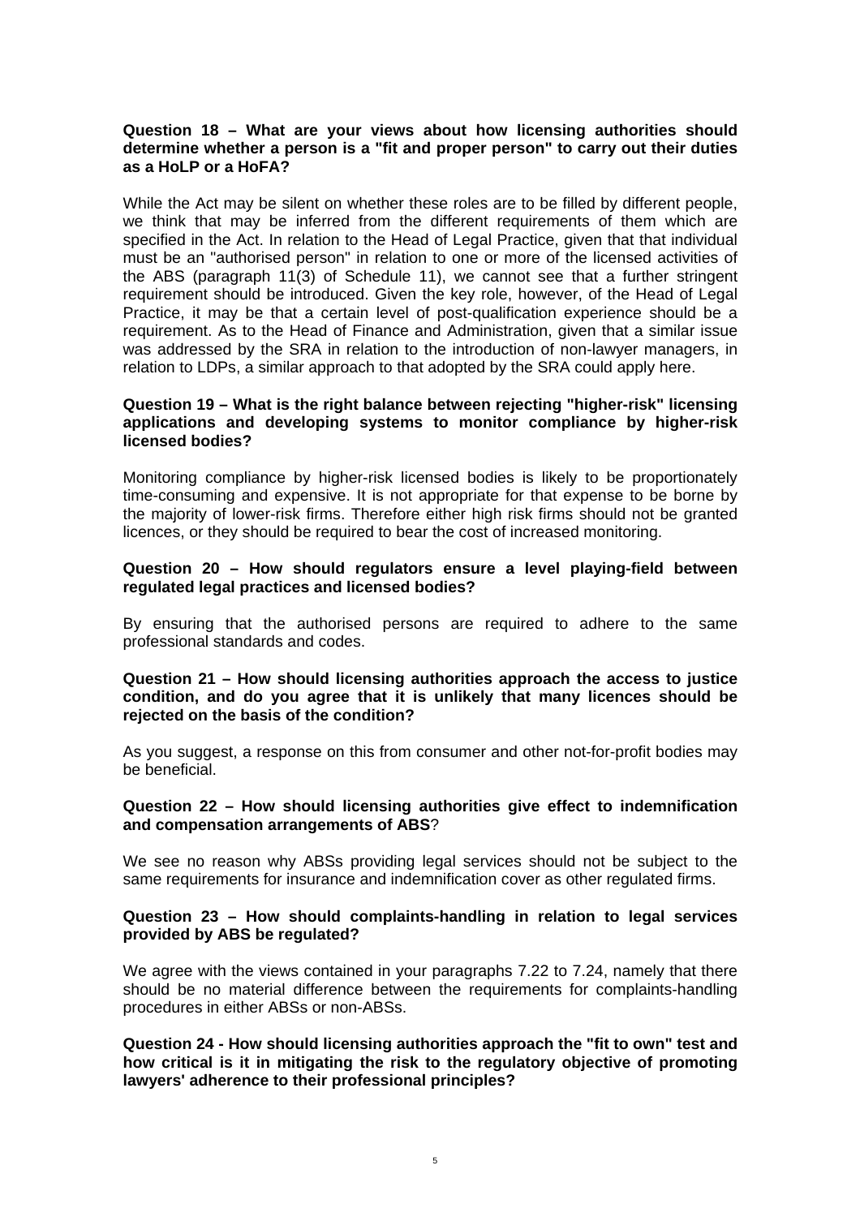**Question 18 – What are your views about how licensing authorities should determine whether a person is a "fit and proper person" to carry out their duties as a HoLP or a HoFA?**

While the Act may be silent on whether these roles are to be filled by different people, we think that may be inferred from the different requirements of them which are specified in the Act. In relation to the Head of Legal Practice, given that that individual must be an "authorised person" in relation to one or more of the licensed activities of the ABS (paragraph 11(3) of Schedule 11), we cannot see that a further stringent requirement should be introduced. Given the key role, however, of the Head of Legal Practice, it may be that a certain level of post-qualification experience should be a requirement. As to the Head of Finance and Administration, given that a similar issue was addressed by the SRA in relation to the introduction of non-lawyer managers, in relation to LDPs, a similar approach to that adopted by the SRA could apply here.

**Question 19 – What is the right balance between rejecting "higher-risk" licensing applications and developing systems to monitor compliance by higher-risk licensed bodies?**

Monitoring compliance by higher-risk licensed bodies is likely to be proportionately time-consuming and expensive. It is not appropriate for that expense to be borne by the majority of lower-risk firms. Therefore either high risk firms should not be granted licences, or they should be required to bear the cost of increased monitoring.

**Question 20 – How should regulators ensure a level playing-field between regulated legal practices and licensed bodies?**

By ensuring that the authorised persons are required to adhere to the same professional standards and codes.

**Question 21 – How should licensing authorities approach the access to justice condition, and do you agree that it is unlikely that many licences should be rejected on the basis of the condition?**

As you suggest, a response on this from consumer and other not-for-profit bodies may be beneficial.

**Question 22 – How should licensing authorities give effect to indemnification and compensation arrangements of ABS**?

We see no reason why ABSs providing legal services should not be subject to the same requirements for insurance and indemnification cover as other regulated firms.

**Question 23 – How should complaints-handling in relation to legal services provided by ABS be regulated?**

We agree with the views contained in your paragraphs 7.22 to 7.24, namely that there should be no material difference between the requirements for complaints-handling procedures in either ABSs or non-ABSs.

**Question 24 - How should licensing authorities approach the "fit to own" test and how critical is it in mitigating the risk to the regulatory objective of promoting lawyers' adherence to their professional principles?**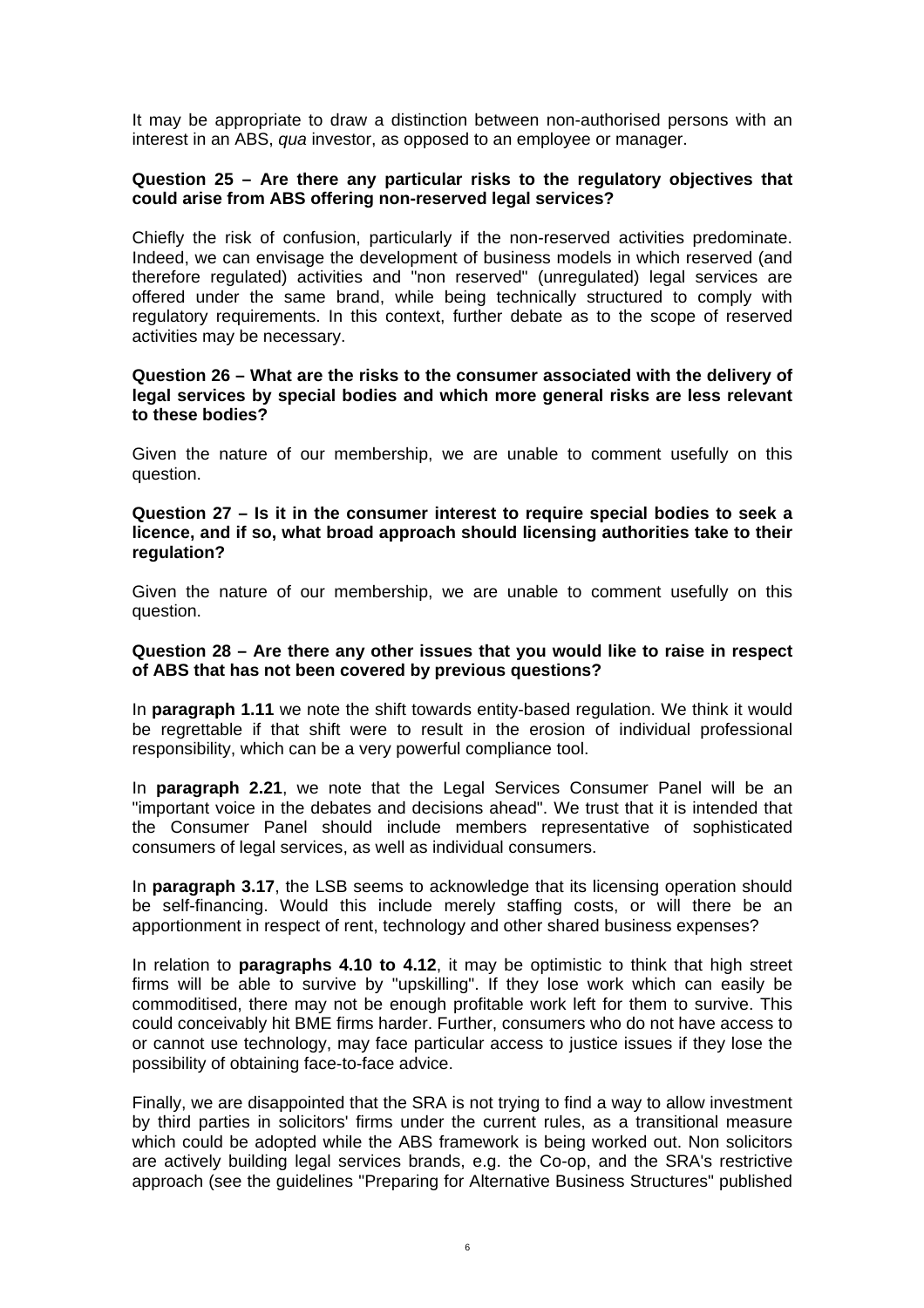It may be appropriate to draw a distinction between non-authorised persons with an interest in an ABS, *qua* investor, as opposed to an employee or manager.

**Question 25 – Are there any particular risks to the regulatory objectives that could arise from ABS offering non-reserved legal services?**

Chiefly the risk of confusion, particularly if the non-reserved activities predominate. Indeed, we can envisage the development of business models in which reserved (and therefore regulated) activities and "non reserved" (unregulated) legal services are offered under the same brand, while being technically structured to comply with regulatory requirements. In this context, further debate as to the scope of reserved activities may be necessary.

**Question 26 – What are the risks to the consumer associated with the delivery of legal services by special bodies and which more general risks are less relevant to these bodies?**

Given the nature of our membership, we are unable to comment usefully on this question.

**Question 27 – Is it in the consumer interest to require special bodies to seek a licence, and if so, what broad approach should licensing authorities take to their regulation?**

Given the nature of our membership, we are unable to comment usefully on this question.

**Question 28 – Are there any other issues that you would like to raise in respect of ABS that has not been covered by previous questions?**

In **paragraph 1.11** we note the shift towards entity-based regulation. We think it would be regrettable if that shift were to result in the erosion of individual professional responsibility, which can be a very powerful compliance tool.

In **paragraph 2.21**, we note that the Legal Services Consumer Panel will be an "important voice in the debates and decisions ahead". We trust that it is intended that the Consumer Panel should include members representative of sophisticated consumers of legal services, as well as individual consumers.

In **paragraph 3.17**, the LSB seems to acknowledge that its licensing operation should be self-financing. Would this include merely staffing costs, or will there be an apportionment in respect of rent, technology and other shared business expenses?

In relation to **paragraphs 4.10 to 4.12**, it may be optimistic to think that high street firms will be able to survive by "upskilling". If they lose work which can easily be commoditised, there may not be enough profitable work left for them to survive. This could conceivably hit BME firms harder. Further, consumers who do not have access to or cannot use technology, may face particular access to justice issues if they lose the possibility of obtaining face-to-face advice.

Finally, we are disappointed that the SRA is not trying to find a way to allow investment by third parties in solicitors' firms under the current rules, as a transitional measure which could be adopted while the ABS framework is being worked out. Non solicitors are actively building legal services brands, e.g. the Co-op, and the SRA's restrictive approach (see the guidelines "Preparing for Alternative Business Structures" published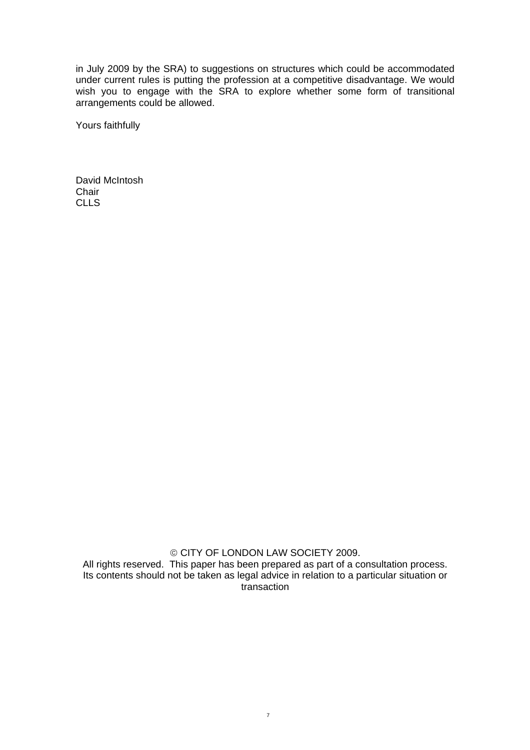in July 2009 by the SRA) to suggestions on structures which could be accommodated under current rules is putting the profession at a competitive disadvantage. We would wish you to engage with the SRA to explore whether some form of transitional arrangements could be allowed.

Yours faithfully

David McIntosh
Chair
CLLS

© CITY OF LONDON LAW SOCIETY 2009.
All rights reserved. This paper has been prepared as part of a consultation process. Its contents should not be taken as legal advice in relation to a particular situation or transaction